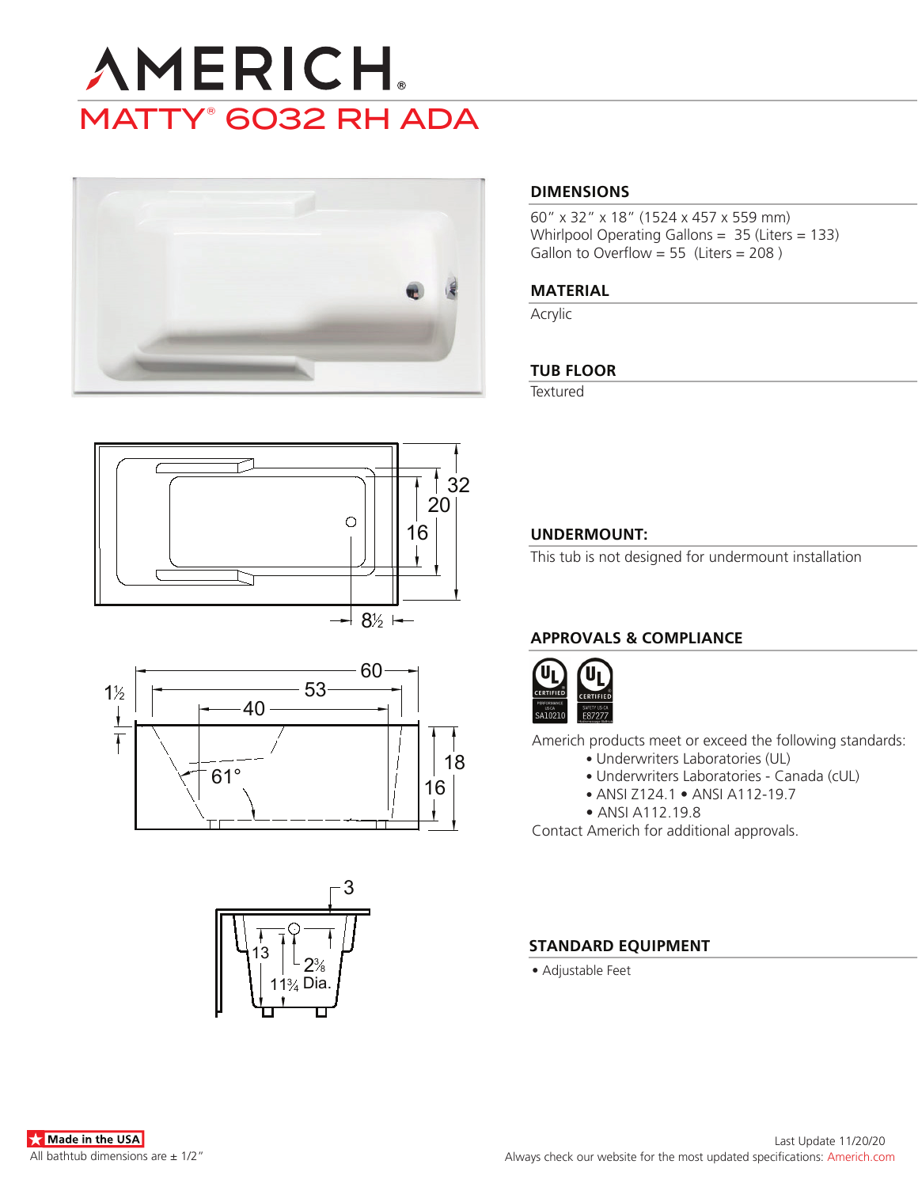# AMERICH®

## MATTY® 6032 RH ADA

### DIMENSIONS

60″ x 32″ x 18″ (1524 x 457 x 559 mm)
Whirlpool Operating Gallons = 35 (Liters = 133)
Gallon to Overflow = 55 (Liters = 208 )

### MATERIAL

Acrylic

### TUB FLOOR

Textured

### UNDERMOUNT:

This tub is not designed for undermount installation

### APPROVALS & COMPLIANCE

Americh products meet or exceed the following standards:

- Underwriters Laboratories (UL)
- Underwriters Laboratories - Canada (cUL)
- ANSI Z124.1 • ANSI A112-19.7
- ANSI A112.19.8

Contact Americh for additional approvals.

### STANDARD EQUIPMENT

- Adjustable Feet

Made in the USA

All bathtub dimensions are ± 1/2″

Last Update 11/20/20

Always check our website for the most updated specifications: Americh.com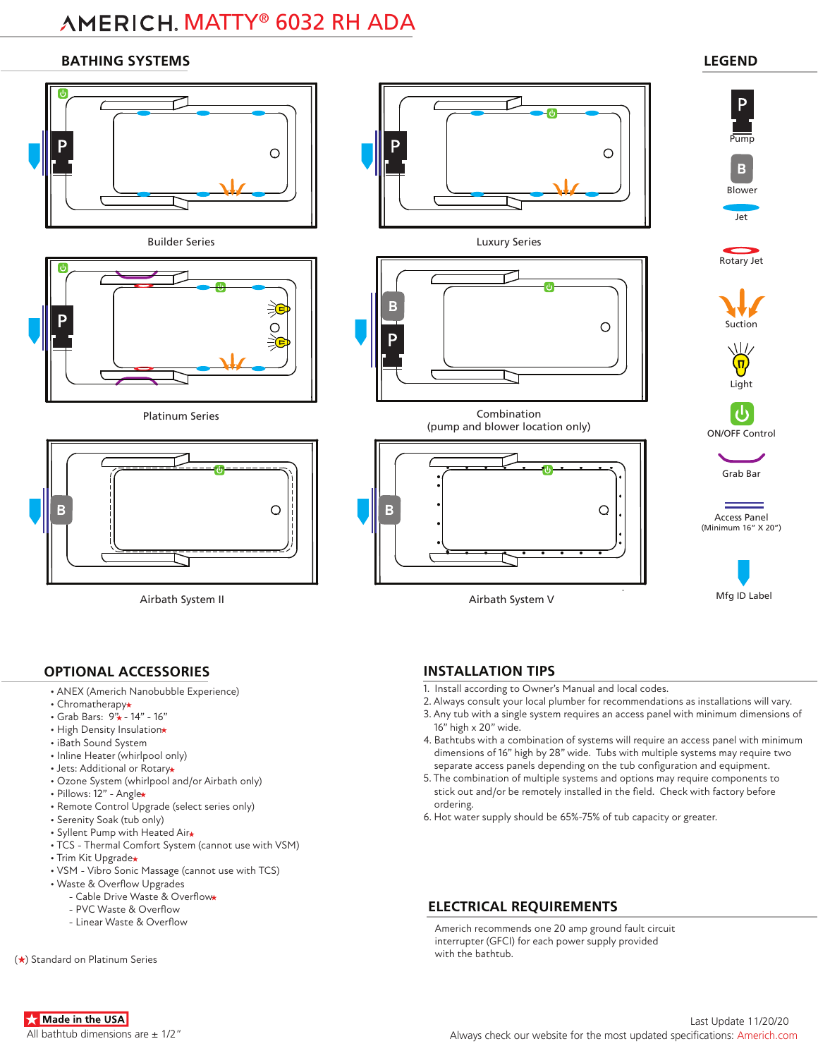# AMERICH. MATTY® 6032 RH ADA

## BATHING SYSTEMS

Builder Series

Luxury Series

Platinum Series

Combination
(pump and blower location only)

Airbath System II

Airbath System V

## LEGEND

Pump

Blower

Jet

Rotary Jet

Suction

Light

ON/OFF Control

Grab Bar

Access Panel
(Minimum 16" X 20")

Mfg ID Label

## OPTIONAL ACCESSORIES

- ANEX (Americh Nanobubble Experience)
- Chromatherapy★
- Grab Bars: 9"★ - 14" - 16"
- High Density Insulation★
- iBath Sound System
- Inline Heater (whirlpool only)
- Jets: Additional or Rotary★
- Ozone System (whirlpool and/or Airbath only)
- Pillows: 12" - Angle★
- Remote Control Upgrade (select series only)
- Serenity Soak (tub only)
- Syllent Pump with Heated Air★
- TCS - Thermal Comfort System (cannot use with VSM)
- Trim Kit Upgrade★
- VSM - Vibro Sonic Massage (cannot use with TCS)
- Waste & Overflow Upgrades
  - Cable Drive Waste & Overflow★
  - PVC Waste & Overflow
  - Linear Waste & Overflow

(★) Standard on Platinum Series

## INSTALLATION TIPS

1. Install according to Owner's Manual and local codes.
2. Always consult your local plumber for recommendations as installations will vary.
3. Any tub with a single system requires an access panel with minimum dimensions of 16" high x 20" wide.
4. Bathtubs with a combination of systems will require an access panel with minimum dimensions of 16" high by 28" wide. Tubs with multiple systems may require two separate access panels depending on the tub configuration and equipment.
5. The combination of multiple systems and options may require components to stick out and/or be remotely installed in the field. Check with factory before ordering.
6. Hot water supply should be 65%-75% of tub capacity or greater.

## ELECTRICAL REQUIREMENTS

Americh recommends one 20 amp ground fault circuit interrupter (GFCI) for each power supply provided with the bathtub.

Made in the USA

All bathtub dimensions are ± 1/2"

Last Update 11/20/20

Always check our website for the most updated specifications: Americh.com